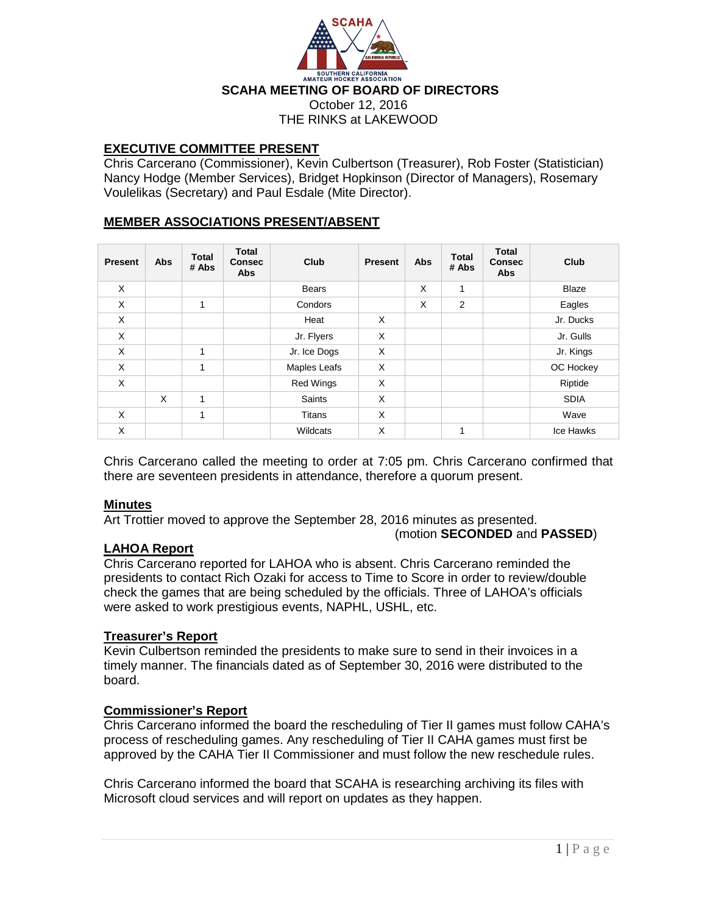# SCAHA MEETING OF BOARD OF DIRECTORS

October 12, 2016

THE RINKS at LAKEWOOD

## EXECUTIVE COMMITTEE PRESENT

Chris Carcerano (Commissioner), Kevin Culbertson (Treasurer), Rob Foster (Statistician) Nancy Hodge (Member Services), Bridget Hopkinson (Director of Managers), Rosemary Voulelikas (Secretary) and Paul Esdale (Mite Director).

## MEMBER ASSOCIATIONS PRESENT/ABSENT

| Present | Abs | Total # Abs | Total Consec Abs | Club | Present | Abs | Total # Abs | Total Consec Abs | Club |
|---|---|---|---|---|---|---|---|---|---|
| X | | | | Bears | | X | 1 | | Blaze |
| X | | 1 | | Condors | | X | 2 | | Eagles |
| X | | | | Heat | X | | | | Jr. Ducks |
| X | | | | Jr. Flyers | X | | | | Jr. Gulls |
| X | | 1 | | Jr. Ice Dogs | X | | | | Jr. Kings |
| X | | 1 | | Maples Leafs | X | | | | OC Hockey |
| X | | | | Red Wings | X | | | | Riptide |
| | X | 1 | | Saints | X | | | | SDIA |
| X | | 1 | | Titans | X | | | | Wave |
| X | | | | Wildcats | X | | 1 | | Ice Hawks |

Chris Carcerano called the meeting to order at 7:05 pm. Chris Carcerano confirmed that there are seventeen presidents in attendance, therefore a quorum present.

## Minutes

Art Trottier moved to approve the September 28, 2016 minutes as presented.
(motion **SECONDED** and **PASSED**)

## LAHOA Report

Chris Carcerano reported for LAHOA who is absent. Chris Carcerano reminded the presidents to contact Rich Ozaki for access to Time to Score in order to review/double check the games that are being scheduled by the officials. Three of LAHOA's officials were asked to work prestigious events, NAPHL, USHL, etc.

## Treasurer's Report

Kevin Culbertson reminded the presidents to make sure to send in their invoices in a timely manner. The financials dated as of September 30, 2016 were distributed to the board.

## Commissioner's Report

Chris Carcerano informed the board the rescheduling of Tier II games must follow CAHA's process of rescheduling games. Any rescheduling of Tier II CAHA games must first be approved by the CAHA Tier II Commissioner and must follow the new reschedule rules.

Chris Carcerano informed the board that SCAHA is researching archiving its files with Microsoft cloud services and will report on updates as they happen.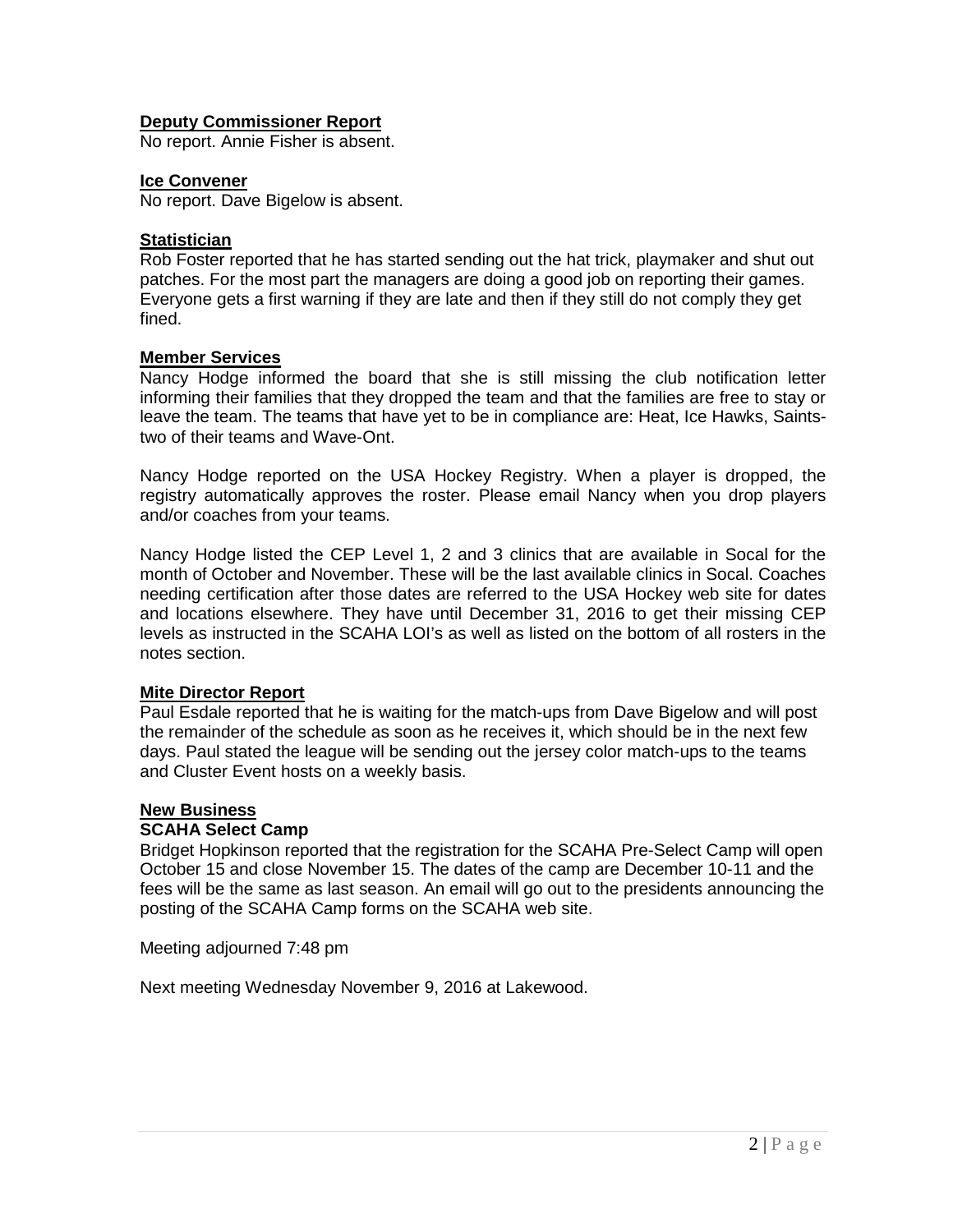**Deputy Commissioner Report**

No report. Annie Fisher is absent.

**Ice Convener**

No report. Dave Bigelow is absent.

**Statistician**

Rob Foster reported that he has started sending out the hat trick, playmaker and shut out patches. For the most part the managers are doing a good job on reporting their games. Everyone gets a first warning if they are late and then if they still do not comply they get fined.

**Member Services**

Nancy Hodge informed the board that she is still missing the club notification letter informing their families that they dropped the team and that the families are free to stay or leave the team. The teams that have yet to be in compliance are: Heat, Ice Hawks, Saints-two of their teams and Wave-Ont.

Nancy Hodge reported on the USA Hockey Registry. When a player is dropped, the registry automatically approves the roster. Please email Nancy when you drop players and/or coaches from your teams.

Nancy Hodge listed the CEP Level 1, 2 and 3 clinics that are available in Socal for the month of October and November. These will be the last available clinics in Socal. Coaches needing certification after those dates are referred to the USA Hockey web site for dates and locations elsewhere. They have until December 31, 2016 to get their missing CEP levels as instructed in the SCAHA LOI's as well as listed on the bottom of all rosters in the notes section.

**Mite Director Report**

Paul Esdale reported that he is waiting for the match-ups from Dave Bigelow and will post the remainder of the schedule as soon as he receives it, which should be in the next few days. Paul stated the league will be sending out the jersey color match-ups to the teams and Cluster Event hosts on a weekly basis.

**New Business**

**SCAHA Select Camp**

Bridget Hopkinson reported that the registration for the SCAHA Pre-Select Camp will open October 15 and close November 15. The dates of the camp are December 10-11 and the fees will be the same as last season. An email will go out to the presidents announcing the posting of the SCAHA Camp forms on the SCAHA web site.

Meeting adjourned 7:48 pm

Next meeting Wednesday November 9, 2016 at Lakewood.